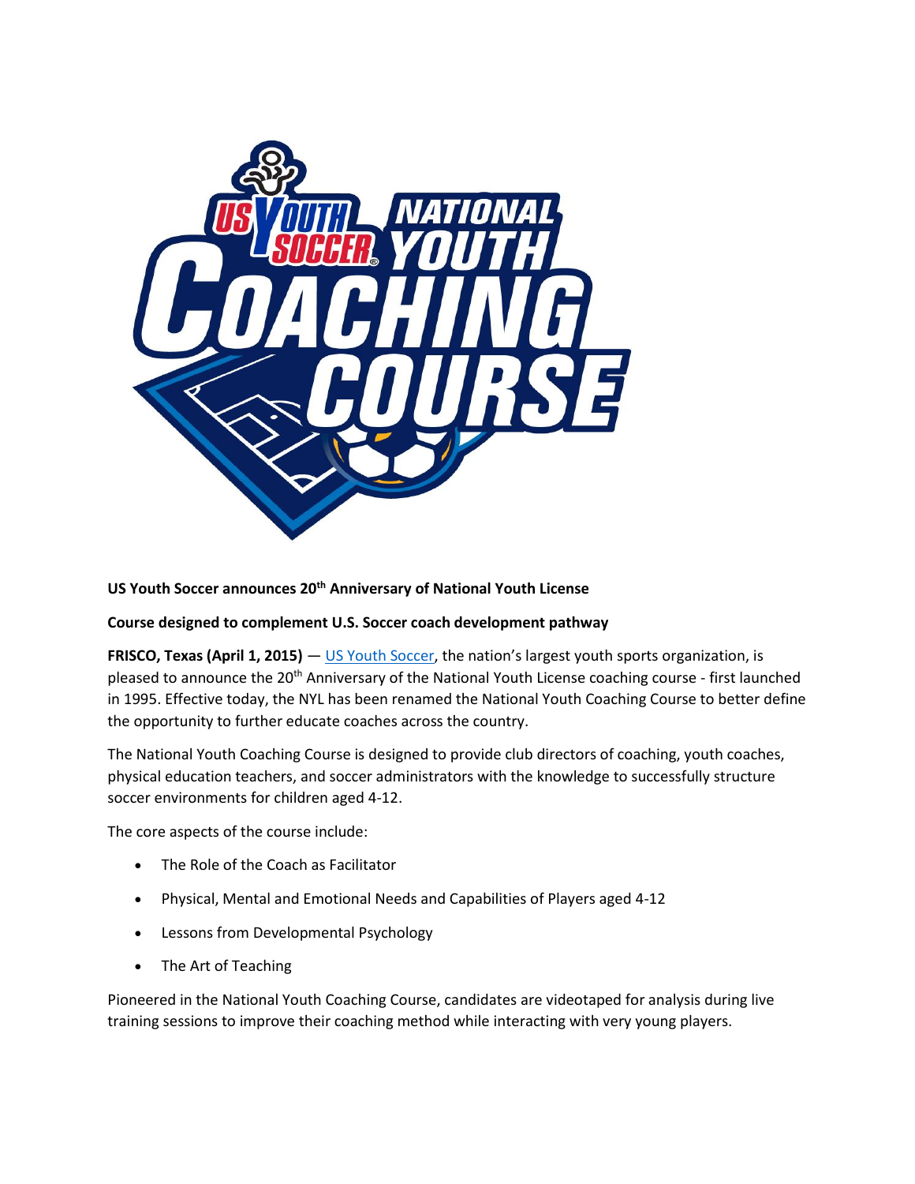**US Youth Soccer announces 20th Anniversary of National Youth License**

**Course designed to complement U.S. Soccer coach development pathway**

**FRISCO, Texas (April 1, 2015)** — US Youth Soccer, the nation's largest youth sports organization, is pleased to announce the 20th Anniversary of the National Youth License coaching course - first launched in 1995. Effective today, the NYL has been renamed the National Youth Coaching Course to better define the opportunity to further educate coaches across the country.

The National Youth Coaching Course is designed to provide club directors of coaching, youth coaches, physical education teachers, and soccer administrators with the knowledge to successfully structure soccer environments for children aged 4-12.

The core aspects of the course include:

- The Role of the Coach as Facilitator
- Physical, Mental and Emotional Needs and Capabilities of Players aged 4-12
- Lessons from Developmental Psychology
- The Art of Teaching

Pioneered in the National Youth Coaching Course, candidates are videotaped for analysis during live training sessions to improve their coaching method while interacting with very young players.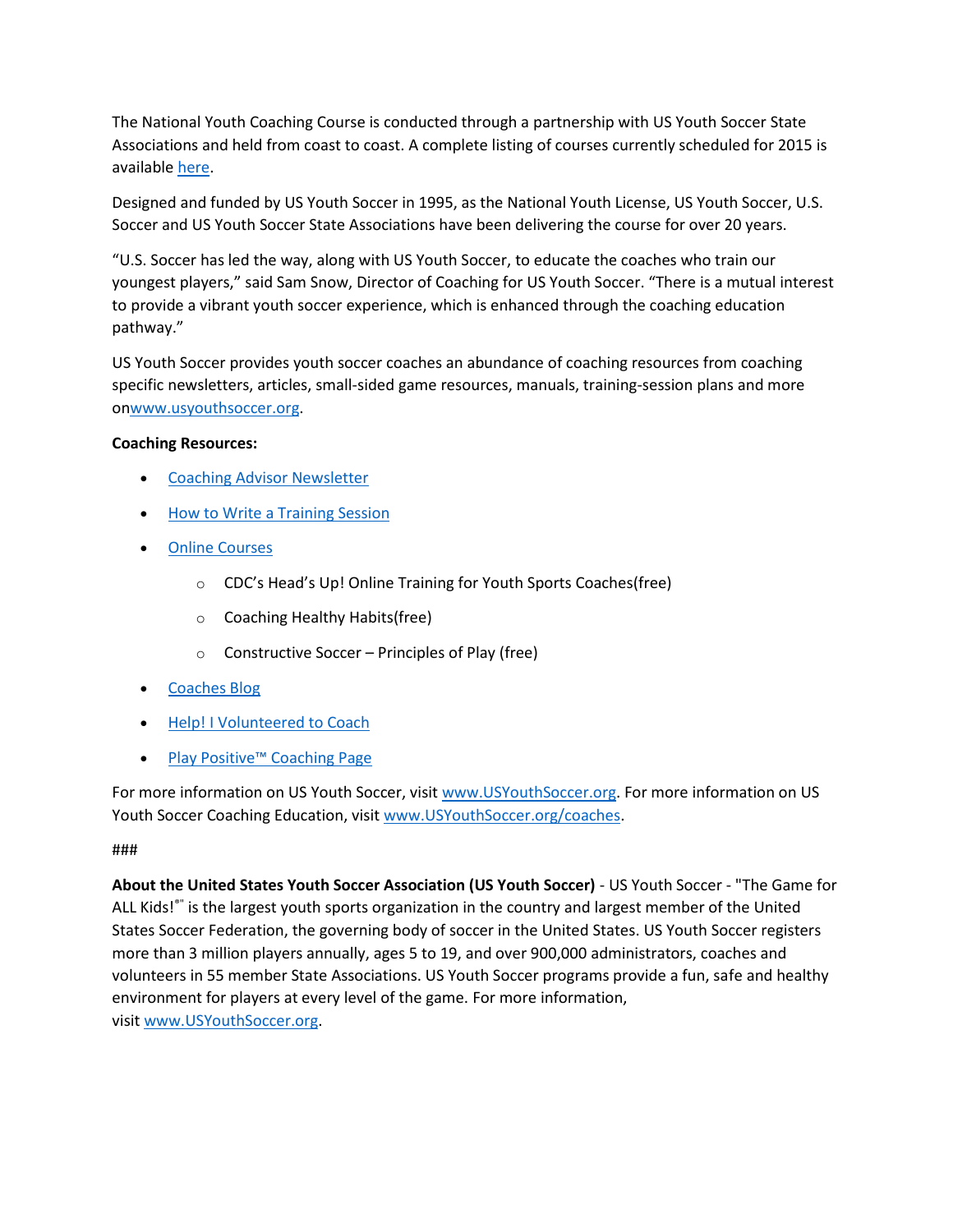The National Youth Coaching Course is conducted through a partnership with US Youth Soccer State Associations and held from coast to coast. A complete listing of courses currently scheduled for 2015 is available here.

Designed and funded by US Youth Soccer in 1995, as the National Youth License, US Youth Soccer, U.S. Soccer and US Youth Soccer State Associations have been delivering the course for over 20 years.

"U.S. Soccer has led the way, along with US Youth Soccer, to educate the coaches who train our youngest players," said Sam Snow, Director of Coaching for US Youth Soccer. "There is a mutual interest to provide a vibrant youth soccer experience, which is enhanced through the coaching education pathway."

US Youth Soccer provides youth soccer coaches an abundance of coaching resources from coaching specific newsletters, articles, small-sided game resources, manuals, training-session plans and more onwww.usyouthsoccer.org.

**Coaching Resources:**

- Coaching Advisor Newsletter
- How to Write a Training Session
- Online Courses
  - CDC's Head's Up! Online Training for Youth Sports Coaches(free)
  - Coaching Healthy Habits(free)
  - Constructive Soccer – Principles of Play (free)
- Coaches Blog
- Help! I Volunteered to Coach
- Play Positive™ Coaching Page

For more information on US Youth Soccer, visit www.USYouthSoccer.org. For more information on US Youth Soccer Coaching Education, visit www.USYouthSoccer.org/coaches.

###

**About the United States Youth Soccer Association (US Youth Soccer)** - US Youth Soccer - "The Game for ALL Kids!®" is the largest youth sports organization in the country and largest member of the United States Soccer Federation, the governing body of soccer in the United States. US Youth Soccer registers more than 3 million players annually, ages 5 to 19, and over 900,000 administrators, coaches and volunteers in 55 member State Associations. US Youth Soccer programs provide a fun, safe and healthy environment for players at every level of the game. For more information, visit www.USYouthSoccer.org.